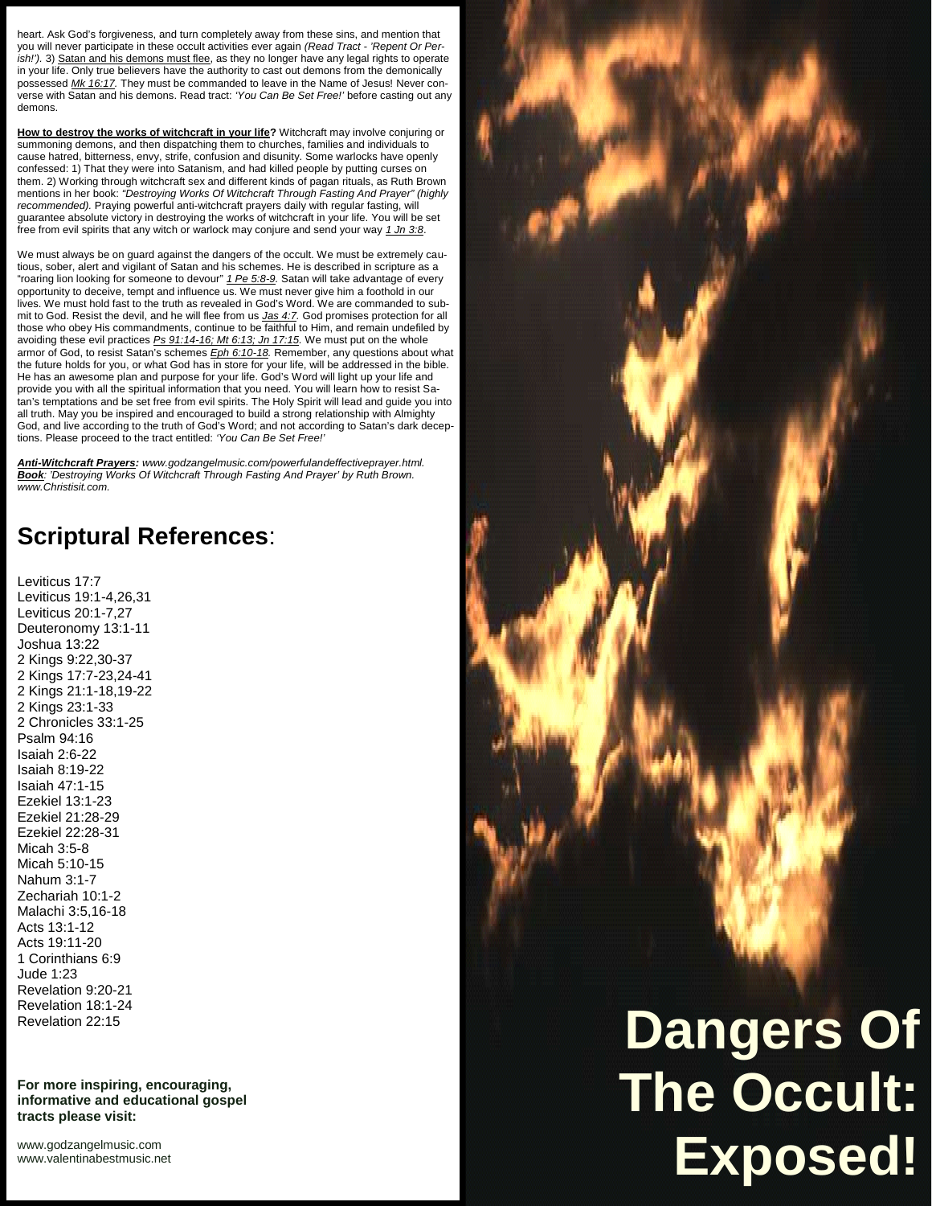heart. Ask God's forgiveness, and turn completely away from these sins, and mention that you will never participate in these occult activities ever again *(Read Tract - 'Repent Or Perish!').* 3) Satan and his demons must flee, as they no longer have any legal rights to operate in your life. Only true believers have the authority to cast out demons from the demonically possessed *Mk 16:17.* They must be commanded to leave in the Name of Jesus! Never converse with Satan and his demons. Read tract: *'You Can Be Set Free!'* before casting out any demons.

**How to destroy the works of witchcraft in your life?** Witchcraft may involve conjuring or summoning demons, and then dispatching them to churches, families and individuals to cause hatred, bitterness, envy, strife, confusion and disunity. Some warlocks have openly confessed: 1) That they were into Satanism, and had killed people by putting curses on them. 2) Working through witchcraft sex and different kinds of pagan rituals, as Ruth Brown mentions in her book: *"Destroying Works Of Witchcraft Through Fasting And Prayer" (highly recommended).* Praying powerful anti-witchcraft prayers daily with regular fasting, will guarantee absolute victory in destroying the works of witchcraft in your life. You will be set free from evil spirits that any witch or warlock may conjure and send your way *1 Jn 3:8*.

We must always be on guard against the dangers of the occult. We must be extremely cautious, sober, alert and vigilant of Satan and his schemes. He is described in scripture as a "roaring lion looking for someone to devour" *1 Pe 5:8-9.* Satan will take advantage of every opportunity to deceive, tempt and influence us. We must never give him a foothold in our lives. We must hold fast to the truth as revealed in God's Word. We are commanded to submit to God. Resist the devil, and he will flee from us *Jas 4:7.* God promises protection for all those who obey His commandments, continue to be faithful to Him, and remain undefiled by avoiding these evil practices *Ps 91:14-16; Mt 6:13; Jn 17:15.* We must put on the whole armor of God, to resist Satan's schemes *Eph 6:10-18.* Remember, any questions about what the future holds for you, or what God has in store for your life, will be addressed in the bible. He has an awesome plan and purpose for your life. God's Word will light up your life and provide you with all the spiritual information that you need. You will learn how to resist Satan's temptations and be set free from evil spirits. The Holy Spirit will lead and guide you into all truth. May you be inspired and encouraged to build a strong relationship with Almighty God, and live according to the truth of God's Word; and not according to Satan's dark deceptions. Please proceed to the tract entitled: *'You Can Be Set Free!'*

***Anti-Witchcraft Prayers:*** *www.godzangelmusic.com/powerfulandeffectiveprayer.html.*
***Book****: 'Destroying Works Of Witchcraft Through Fasting And Prayer' by Ruth Brown. www.Christisit.com.*

## Scriptural References:

Leviticus 17:7
Leviticus 19:1-4,26,31
Leviticus 20:1-7,27
Deuteronomy 13:1-11
Joshua 13:22
2 Kings 9:22,30-37
2 Kings 17:7-23,24-41
2 Kings 21:1-18,19-22
2 Kings 23:1-33
2 Chronicles 33:1-25
Psalm 94:16
Isaiah 2:6-22
Isaiah 8:19-22
Isaiah 47:1-15
Ezekiel 13:1-23
Ezekiel 21:28-29
Ezekiel 22:28-31
Micah 3:5-8
Micah 5:10-15
Nahum 3:1-7
Zechariah 10:1-2
Malachi 3:5,16-18
Acts 13:1-12
Acts 19:11-20
1 Corinthians 6:9
Jude 1:23
Revelation 9:20-21
Revelation 18:1-24
Revelation 22:15

**For more inspiring, encouraging, informative and educational gospel tracts please visit:**

www.godzangelmusic.com
www.valentinabestmusic.net

# Dangers Of The Occult: Exposed!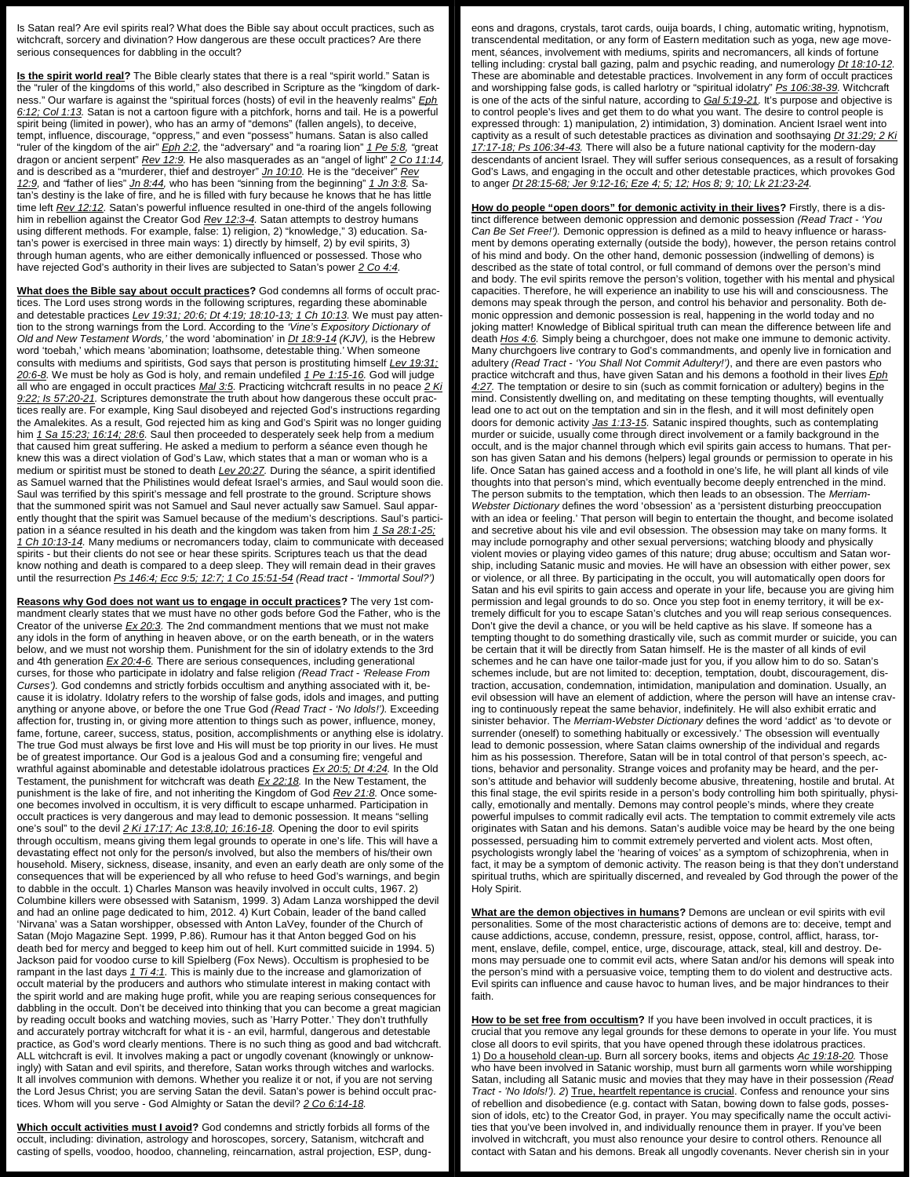Is Satan real? Are evil spirits real? What does the Bible say about occult practices, such as witchcraft, sorcery and divination? How dangerous are these occult practices? Are there serious consequences for dabbling in the occult?

**Is the spirit world real?** The Bible clearly states that there is a real "spirit world." Satan is the "ruler of the kingdoms of this world," also described in Scripture as the "kingdom of darkness." Our warfare is against the "spiritual forces (hosts) of evil in the heavenly realms" *Eph 6:12; Col 1:13.* Satan is not a cartoon figure with a pitchfork, horns and tail. He is a powerful spirit being (limited in power), who has an army of "demons" (fallen angels), to deceive, tempt, influence, discourage, "oppress," and even "possess" humans. Satan is also called "ruler of the kingdom of the air" *Eph 2:2,* the "adversary" and "a roaring lion" *1 Pe 5:8,* "great dragon or ancient serpent" *Rev 12:9.* He also masquerades as an "angel of light" *2 Co 11:14,* and is described as a "murderer, thief and destroyer" *Jn 10:10.* He is the "deceiver" *Rev 12:9,* and "father of lies" *Jn 8:44,* who has been "sinning from the beginning" *1 Jn 3:8.* Satan's destiny is the lake of fire, and he is filled with fury because he knows that he has little time left *Rev 12:12.* Satan's powerful influence resulted in one-third of the angels following him in rebellion against the Creator God *Rev 12:3-4.* Satan attempts to destroy humans using different methods. For example, false: 1) religion, 2) "knowledge," 3) education. Satan's power is exercised in three main ways: 1) directly by himself, 2) by evil spirits, 3) through human agents, who are either demonically influenced or possessed. Those who have rejected God's authority in their lives are subjected to Satan's power *2 Co 4:4.*

**What does the Bible say about occult practices?** God condemns all forms of occult practices. The Lord uses strong words in the following scriptures, regarding these abominable and detestable practices *Lev 19:31; 20:6; Dt 4:19; 18:10-13; 1 Ch 10:13.* We must pay attention to the strong warnings from the Lord. According to the *'Vine's Expository Dictionary of Old and New Testament Words,'* the word 'abomination' in *Dt 18:9-14 (KJV),* is the Hebrew word 'toebah,' which means 'abomination; loathsome, detestable thing.' When someone consults with mediums and spiritists, God says that person is prostituting himself *Lev 19:31; 20:6-8.* We must be holy as God is holy, and remain undefiled *1 Pe 1:15-16.* God will judge all who are engaged in occult practices *Mal 3:5.* Practicing witchcraft results in no peace *2 Ki 9:22; Is 57:20-21.* Scriptures demonstrate the truth about how dangerous these occult practices really are. For example, King Saul disobeyed and rejected God's instructions regarding the Amalekites. As a result, God rejected him as king and God's Spirit was no longer guiding him *1 Sa 15:23; 16:14; 28:6.* Saul then proceeded to desperately seek help from a medium that caused him great suffering. He asked a medium to perform a séance even though he knew this was a direct violation of God's Law, which states that a man or woman who is a medium or spiritist must be stoned to death *Lev 20:27.* During the séance, a spirit identified as Samuel warned that the Philistines would defeat Israel's armies, and Saul would soon die. Saul was terrified by this spirit's message and fell prostrate to the ground. Scripture shows that the summoned spirit was not Samuel and Saul never actually saw Samuel. Saul apparently thought that the spirit was Samuel because of the medium's descriptions. Saul's participation in a séance resulted in his death and the kingdom was taken from him *1 Sa 28:1-25; 1 Ch 10:13-14.* Many mediums or necromancers today, claim to communicate with deceased spirits - but their clients do not see or hear these spirits. Scriptures teach us that the dead know nothing and death is compared to a deep sleep. They will remain dead in their graves until the resurrection *Ps 146:4; Ecc 9:5; 12:7; 1 Co 15:51-54 (Read tract - 'Immortal Soul?')*

**Reasons why God does not want us to engage in occult practices?** The very 1st commandment clearly states that we must have no other gods before God the Father, who is the Creator of the universe *Ex 20:3.* The 2nd commandment mentions that we must not make any idols in the form of anything in heaven above, or on the earth beneath, or in the waters below, and we must not worship them. Punishment for the sin of idolatry extends to the 3rd and 4th generation *Ex 20:4-6.* There are serious consequences, including generational curses, for those who participate in idolatry and false religion *(Read Tract - 'Release From Curses').* God condemns and strictly forbids occultism and anything associated with it, because it is idolatry. Idolatry refers to the worship of false gods, idols and images, and putting anything or anyone above, or before the one True God *(Read Tract - 'No Idols!').* Exceeding affection for, trusting in, or giving more attention to things such as power, influence, money, fame, fortune, career, success, status, position, accomplishments or anything else is idolatry. The true God must always be first love and His will must be top priority in our lives. He must be of greatest importance. Our God is a jealous God and a consuming fire; vengeful and wrathful against abominable and detestable idolatrous practices *Ex 20:5; Dt 4:24.* In the Old Testament, the punishment for witchcraft was death *Ex 22:18.* In the New Testament, the punishment is the lake of fire, and not inheriting the Kingdom of God *Rev 21:8.* Once someone becomes involved in occultism, it is very difficult to escape unharmed. Participation in occult practices is very dangerous and may lead to demonic possession. It means "selling one's soul" to the devil *2 Ki 17:17; Ac 13:8,10; 16:16-18.* Opening the door to evil spirits through occultism, means giving them legal grounds to operate in one's life. This will have a devastating effect not only for the person/s involved, but also the members of his/their own household. Misery, sickness, disease, insanity, and even an early death are only some of the consequences that will be experienced by all who refuse to heed God's warnings, and begin to dabble in the occult. 1) Charles Manson was heavily involved in occult cults, 1967. 2) Columbine killers were obsessed with Satanism, 1999. 3) Adam Lanza worshipped the devil and had an online page dedicated to him, 2012. 4) Kurt Cobain, leader of the band called 'Nirvana' was a Satan worshipper, obsessed with Anton LaVey, founder of the Church of Satan (Mojo Magazine Sept. 1999, P.86). Rumour has it that Anton begged God on his death bed for mercy and begged to keep him out of hell. Kurt committed suicide in 1994. 5) Jackson paid for voodoo curse to kill Spielberg (Fox News). Occultism is prophesied to be rampant in the last days *1 Ti 4:1.* This is mainly due to the increase and glamorization of occult material by the producers and authors who stimulate interest in making contact with the spirit world and are making huge profit, while you are reaping serious consequences for dabbling in the occult. Don't be deceived into thinking that you can become a great magician by reading occult books and watching movies, such as 'Harry Potter.' They don't truthfully and accurately portray witchcraft for what it is - an evil, harmful, dangerous and detestable practice, as God's word clearly mentions. There is no such thing as good and bad witchcraft. ALL witchcraft is evil. It involves making a pact or ungodly covenant (knowingly or unknowingly) with Satan and evil spirits, and therefore, Satan works through witches and warlocks. It all involves communion with demons. Whether you realize it or not, if you are not serving the Lord Jesus Christ; you are serving Satan the devil. Satan's power is behind occult practices. Whom will you serve - God Almighty or Satan the devil? *2 Co 6:14-18.*

**Which occult activities must I avoid?** God condemns and strictly forbids all forms of the occult, including: divination, astrology and horoscopes, sorcery, Satanism, witchcraft and casting of spells, voodoo, hoodoo, channeling, reincarnation, astral projection, ESP, dungeons and dragons, crystals, tarot cards, ouija boards, I ching, automatic writing, hypnotism, transcendental meditation, or any form of Eastern meditation such as yoga, new age movement, séances, involvement with mediums, spirits and necromancers, all kinds of fortune telling including: crystal ball gazing, palm and psychic reading, and numerology *Dt 18:10-12.* These are abominable and detestable practices. Involvement in any form of occult practices and worshipping false gods, is called harlotry or "spiritual idolatry" *Ps 106:38-39.* Witchcraft is one of the acts of the sinful nature, according to *Gal 5:19-21.* It's purpose and objective is to control people's lives and get them to do what you want. The desire to control people is expressed through: 1) manipulation, 2) intimidation, 3) domination. Ancient Israel went into captivity as a result of such detestable practices as divination and soothsaying *Dt 31:29; 2 Ki 17:17-18; Ps 106:34-43.* There will also be a future national captivity for the modern-day descendants of ancient Israel. They will suffer serious consequences, as a result of forsaking God's Laws, and engaging in the occult and other detestable practices, which provokes God to anger *Dt 28:15-68; Jer 9:12-16; Eze 4; 5; 12; Hos 8; 9; 10; Lk 21:23-24.*

**How do people "open doors" for demonic activity in their lives?** Firstly, there is a distinct difference between demonic oppression and demonic possession *(Read Tract - 'You Can Be Set Free!').* Demonic oppression is defined as a mild to heavy influence or harassment by demons operating externally (outside the body), however, the person retains control of his mind and body. On the other hand, demonic possession (indwelling of demons) is described as the state of total control, or full command of demons over the person's mind and body. The evil spirits remove the person's volition, together with his mental and physical capacities. Therefore, he will experience an inability to use his will and consciousness. The demons may speak through the person, and control his behavior and personality. Both demonic oppression and demonic possession is real, happening in the world today and no joking matter! Knowledge of Biblical spiritual truth can mean the difference between life and death *Hos 4:6.* Simply being a churchgoer, does not make one immune to demonic activity. Many churchgoers live contrary to God's commandments, and openly live in fornication and adultery *(Read Tract - 'You Shall Not Commit Adultery!'),* and there are even pastors who practice witchcraft and thus, have given Satan and his demons a foothold in their lives *Eph 4:27.* The temptation or desire to sin (such as commit fornication or adultery) begins in the mind. Consistently dwelling on, and meditating on these tempting thoughts, will eventually lead one to act out on the temptation and sin in the flesh, and it will most definitely open doors for demonic activity *Jas 1:13-15.* Satanic inspired thoughts, such as contemplating murder or suicide, usually come through direct involvement or a family background in the occult, and is the major channel through which evil spirits gain access to humans. That person has given Satan and his demons (helpers) legal grounds or permission to operate in his life. Once Satan has gained access and a foothold in one's life, he will plant all kinds of vile thoughts into that person's mind, which eventually become deeply entrenched in the mind. The person submits to the temptation, which then leads to an obsession. The *Merriam-Webster Dictionary* defines the word 'obsession' as a 'persistent disturbing preoccupation with an idea or feeling.' That person will begin to entertain the thought, and become isolated and secretive about his vile and evil obsession. The obsession may take on many forms. It may include pornography and other sexual perversions; watching bloody and physically violent movies or playing video games of this nature; drug abuse; occultism and Satan worship, including Satanic music and movies. He will have an obsession with either power, sex or violence, or all three. By participating in the occult, you will automatically open doors for Satan and his evil spirits to gain access and operate in your life, because you are giving him permission and legal grounds to do so. Once you step foot in enemy territory, it will be extremely difficult for you to escape Satan's clutches and you will reap serious consequences. Don't give the devil a chance, or you will be held captive as his slave. If someone has a tempting thought to do something drastically vile, such as commit murder or suicide, you can be certain that it will be directly from Satan himself. He is the master of all kinds of evil schemes and he can have one tailor-made just for you, if you allow him to do so. Satan's schemes include, but are not limited to: deception, temptation, doubt, discouragement, distraction, accusation, condemnation, intimidation, manipulation and domination. Usually, an evil obsession will have an element of addiction, where the person will have an intense craving to continuously repeat the same behavior, indefinitely. He will also exhibit erratic and sinister behavior. The *Merriam-Webster Dictionary* defines the word 'addict' as 'to devote or surrender (oneself) to something habitually or excessively.' The obsession will eventually lead to demonic possession, where Satan claims ownership of the individual and regards him as his possession. Therefore, Satan will be in total control of that person's speech, actions, behavior and personality. Strange voices and profanity may be heard, and the person's attitude and behavior will suddenly become abusive, threatening, hostile and brutal. At this final stage, the evil spirits reside in a person's body controlling him both spiritually, physically, emotionally and mentally. Demons may control people's minds, where they create powerful impulses to commit radically evil acts. The temptation to commit extremely vile acts originates with Satan and his demons. Satan's audible voice may be heard by the one being possessed, persuading him to commit extremely perverted and violent acts. Most often, psychologists wrongly label the 'hearing of voices' as a symptom of schizophrenia, when in fact, it may be a symptom of demonic activity. The reason being is that they don't understand spiritual truths, which are spiritually discerned, and revealed by God through the power of the Holy Spirit.

**What are the demon objectives in humans?** Demons are unclean or evil spirits with evil personalities. Some of the most characteristic actions of demons are to: deceive, tempt and cause addictions, accuse, condemn, pressure, resist, oppose, control, afflict, harass, torment, enslave, defile, compel, entice, urge, discourage, attack, steal, kill and destroy. Demons may persuade one to commit evil acts, where Satan and/or his demons will speak into the person's mind with a persuasive voice, tempting them to do violent and destructive acts. Evil spirits can influence and cause havoc to human lives, and be major hindrances to their faith.

**How to be set free from occultism?** If you have been involved in occult practices, it is crucial that you remove any legal grounds for these demons to operate in your life. You must close all doors to evil spirits, that you have opened through these idolatrous practices. 1) Do a household clean-up. Burn all sorcery books, items and objects *Ac 19:18-20.* Those who have been involved in Satanic worship, must burn all garments worn while worshipping Satan, including all Satanic music and movies that they may have in their possession *(Read Tract - 'No Idols!').* 2) True, heartfelt repentance is crucial. Confess and renounce your sins of rebellion and disobedience (e.g. contact with Satan, bowing down to false gods, possession of idols, etc) to the Creator God, in prayer. You may specifically name the occult activities that you've been involved in, and individually renounce them in prayer. If you've been involved in witchcraft, you must also renounce your desire to control others. Renounce all contact with Satan and his demons. Break all ungodly covenants. Never cherish sin in your